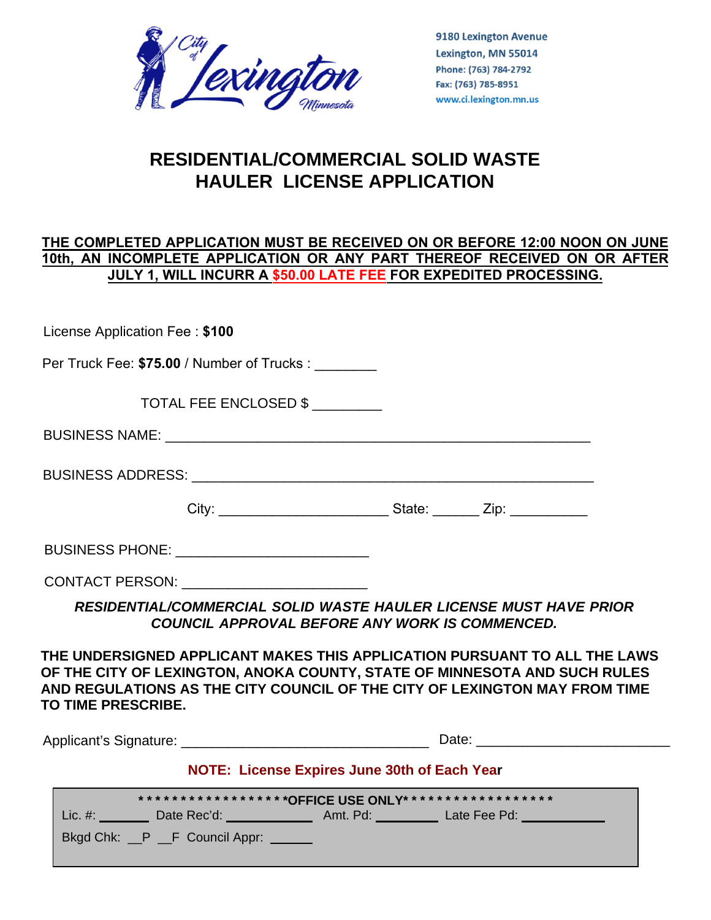City of Lexington Minnesota

9180 Lexington Avenue
Lexington, MN 55014
Phone: (763) 784-2792
Fax: (763) 785-8951
www.ci.lexington.mn.us

# RESIDENTIAL/COMMERCIAL SOLID WASTE HAULER LICENSE APPLICATION

**THE COMPLETED APPLICATION MUST BE RECEIVED ON OR BEFORE 12:00 NOON ON JUNE 10th, AN INCOMPLETE APPLICATION OR ANY PART THEREOF RECEIVED ON OR AFTER JULY 1, WILL INCURR A $50.00 LATE FEE FOR EXPEDITED PROCESSING.**

License Application Fee : **$100**

Per Truck Fee: **$75.00** / Number of Trucks : ________

TOTAL FEE ENCLOSED $ _________

BUSINESS NAME: ____________________________________________________

BUSINESS ADDRESS: _________________________________________________

City: ______________________ State: ______ Zip: __________

BUSINESS PHONE: _________________________

CONTACT PERSON: ________________________

***RESIDENTIAL/COMMERCIAL SOLID WASTE HAULER LICENSE MUST HAVE PRIOR COUNCIL APPROVAL BEFORE ANY WORK IS COMMENCED.***

**THE UNDERSIGNED APPLICANT MAKES THIS APPLICATION PURSUANT TO ALL THE LAWS OF THE CITY OF LEXINGTON, ANOKA COUNTY, STATE OF MINNESOTA AND SUCH RULES AND REGULATIONS AS THE CITY COUNCIL OF THE CITY OF LEXINGTON MAY FROM TIME TO TIME PRESCRIBE.**

Applicant's Signature: ________________________________ Date: _________________________

**NOTE: License Expires June 30th of Each Year**

******************OFFICE USE ONLY******************

Lic. #: _______ Date Rec'd: ____________ Amt. Pd: _________ Late Fee Pd: ____________

Bkgd Chk: __P __F Council Appr: ______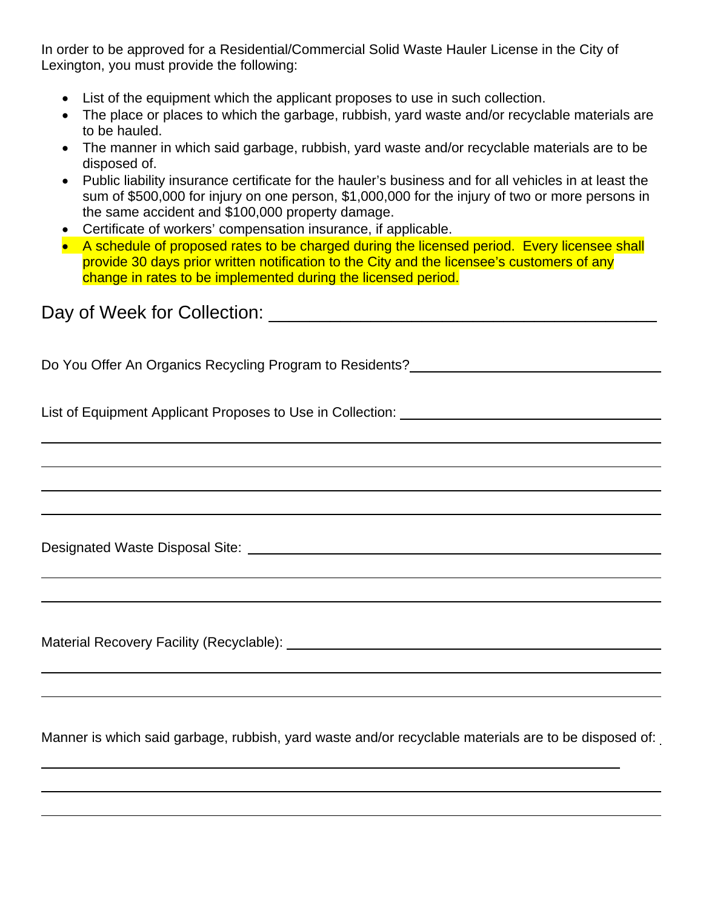In order to be approved for a Residential/Commercial Solid Waste Hauler License in the City of Lexington, you must provide the following:

- List of the equipment which the applicant proposes to use in such collection.
- The place or places to which the garbage, rubbish, yard waste and/or recyclable materials are to be hauled.
- The manner in which said garbage, rubbish, yard waste and/or recyclable materials are to be disposed of.
- Public liability insurance certificate for the hauler's business and for all vehicles in at least the sum of $500,000 for injury on one person, $1,000,000 for the injury of two or more persons in the same accident and $100,000 property damage.
- Certificate of workers' compensation insurance, if applicable.
- A schedule of proposed rates to be charged during the licensed period. Every licensee shall provide 30 days prior written notification to the City and the licensee's customers of any change in rates to be implemented during the licensed period.

## Day of Week for Collection: ______________________________

Do You Offer An Organics Recycling Program to Residents? ______________________________

List of Equipment Applicant Proposes to Use in Collection: ______________________________

______________________________

______________________________

______________________________

______________________________

Designated Waste Disposal Site: ______________________________

______________________________

______________________________

Material Recovery Facility (Recyclable): ______________________________

______________________________

______________________________

Manner is which said garbage, rubbish, yard waste and/or recyclable materials are to be disposed of: ______________________________

______________________________

______________________________

______________________________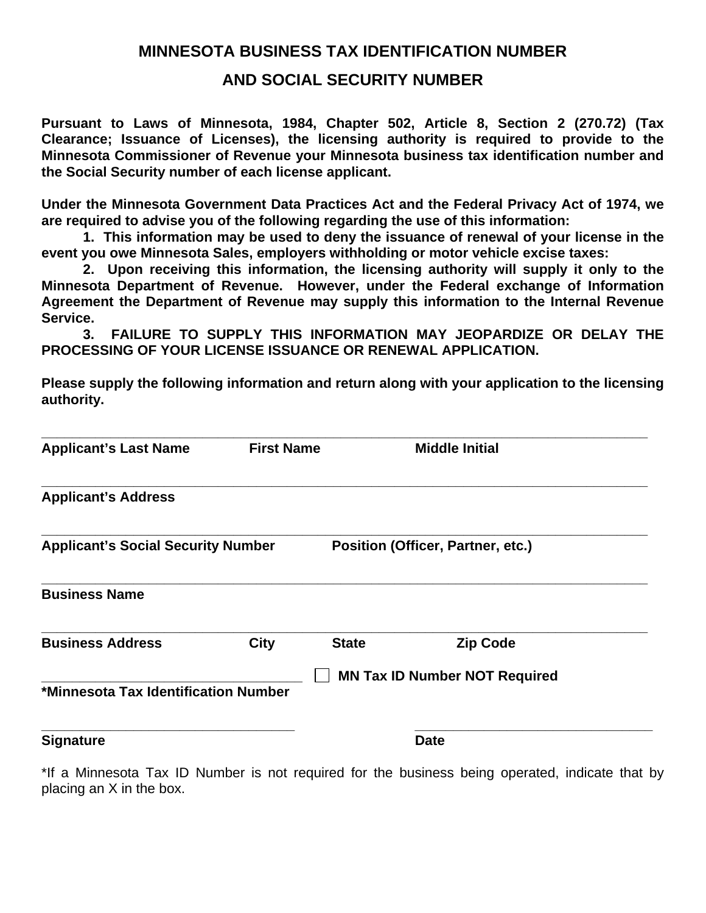# MINNESOTA BUSINESS TAX IDENTIFICATION NUMBER

# AND SOCIAL SECURITY NUMBER

**Pursuant to Laws of Minnesota, 1984, Chapter 502, Article 8, Section 2 (270.72) (Tax Clearance; Issuance of Licenses), the licensing authority is required to provide to the Minnesota Commissioner of Revenue your Minnesota business tax identification number and the Social Security number of each license applicant.**

**Under the Minnesota Government Data Practices Act and the Federal Privacy Act of 1974, we are required to advise you of the following regarding the use of this information:**

**1. This information may be used to deny the issuance of renewal of your license in the event you owe Minnesota Sales, employers withholding or motor vehicle excise taxes:**

**2. Upon receiving this information, the licensing authority will supply it only to the Minnesota Department of Revenue. However, under the Federal exchange of Information Agreement the Department of Revenue may supply this information to the Internal Revenue Service.**

**3. FAILURE TO SUPPLY THIS INFORMATION MAY JEOPARDIZE OR DELAY THE PROCESSING OF YOUR LICENSE ISSUANCE OR RENEWAL APPLICATION.**

**Please supply the following information and return along with your application to the licensing authority.**

_______________________________________________________________________________

**Applicant's Last Name** **First Name** **Middle Initial**

_______________________________________________________________________________

**Applicant's Address**

_______________________________________________________________________________

**Applicant's Social Security Number** **Position (Officer, Partner, etc.)**

_______________________________________________________________________________

**Business Name**

_______________________________________________________________________________

**Business Address** **City** **State** **Zip Code**

_________________________________ ☐ **MN Tax ID Number NOT Required**

**\*Minnesota Tax Identification Number**

_________________________________ _________________________________

**Signature** **Date**

*If a Minnesota Tax ID Number is not required for the business being operated, indicate that by placing an X in the box.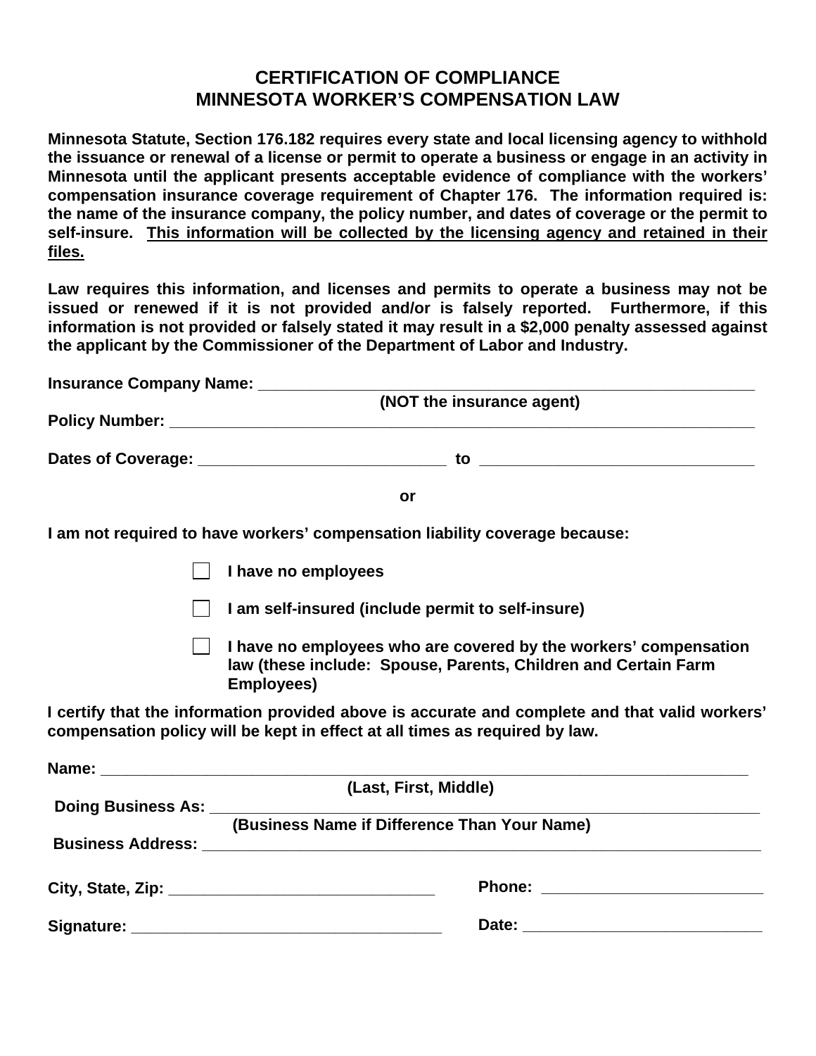# CERTIFICATION OF COMPLIANCE
# MINNESOTA WORKER'S COMPENSATION LAW

**Minnesota Statute, Section 176.182 requires every state and local licensing agency to withhold the issuance or renewal of a license or permit to operate a business or engage in an activity in Minnesota until the applicant presents acceptable evidence of compliance with the workers' compensation insurance coverage requirement of Chapter 176. The information required is: the name of the insurance company, the policy number, and dates of coverage or the permit to self-insure. <u>This information will be collected by the licensing agency and retained in their files.</u>**

**Law requires this information, and licenses and permits to operate a business may not be issued or renewed if it is not provided and/or is falsely reported. Furthermore, if this information is not provided or falsely stated it may result in a $2,000 penalty assessed against the applicant by the Commissioner of the Department of Labor and Industry.**

**Insurance Company Name:** ______________________________________________
**(NOT the insurance agent)**

**Policy Number:** ______________________________________________________

**Dates of Coverage:** ___________________________ **to** ___________________________

**or**

**I am not required to have workers' compensation liability coverage because:**

- ☐ **I have no employees**
- ☐ **I am self-insured (include permit to self-insure)**
- ☐ **I have no employees who are covered by the workers' compensation law (these include: Spouse, Parents, Children and Certain Farm Employees)**

**I certify that the information provided above is accurate and complete and that valid workers' compensation policy will be kept in effect at all times as required by law.**

**Name:** ______________________________________________________________
**(Last, First, Middle)**

**Doing Business As:** _____________________________________________________
**(Business Name if Difference Than Your Name)**

**Business Address:** ______________________________________________________

**City, State, Zip:** ___________________________ **Phone:** ___________________________

**Signature:** ___________________________ **Date:** ___________________________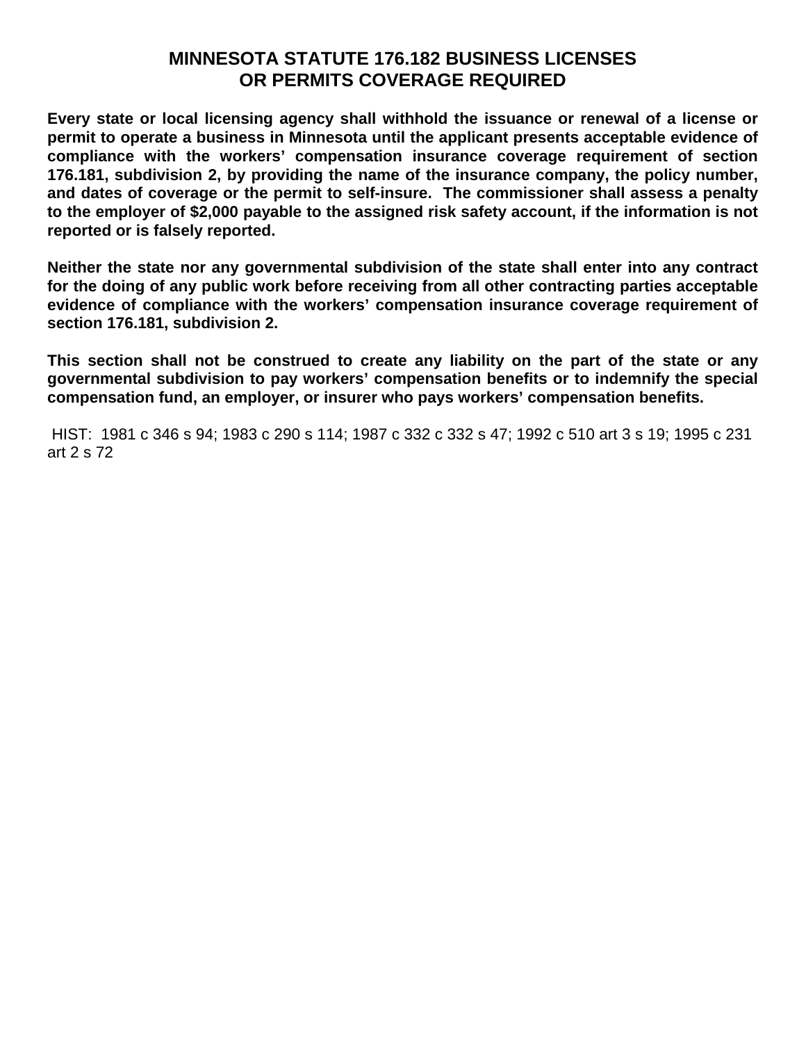# MINNESOTA STATUTE 176.182 BUSINESS LICENSES OR PERMITS COVERAGE REQUIRED

**Every state or local licensing agency shall withhold the issuance or renewal of a license or permit to operate a business in Minnesota until the applicant presents acceptable evidence of compliance with the workers' compensation insurance coverage requirement of section 176.181, subdivision 2, by providing the name of the insurance company, the policy number, and dates of coverage or the permit to self-insure. The commissioner shall assess a penalty to the employer of $2,000 payable to the assigned risk safety account, if the information is not reported or is falsely reported.**

**Neither the state nor any governmental subdivision of the state shall enter into any contract for the doing of any public work before receiving from all other contracting parties acceptable evidence of compliance with the workers' compensation insurance coverage requirement of section 176.181, subdivision 2.**

**This section shall not be construed to create any liability on the part of the state or any governmental subdivision to pay workers' compensation benefits or to indemnify the special compensation fund, an employer, or insurer who pays workers' compensation benefits.**

HIST: 1981 c 346 s 94; 1983 c 290 s 114; 1987 c 332 c 332 s 47; 1992 c 510 art 3 s 19; 1995 c 231 art 2 s 72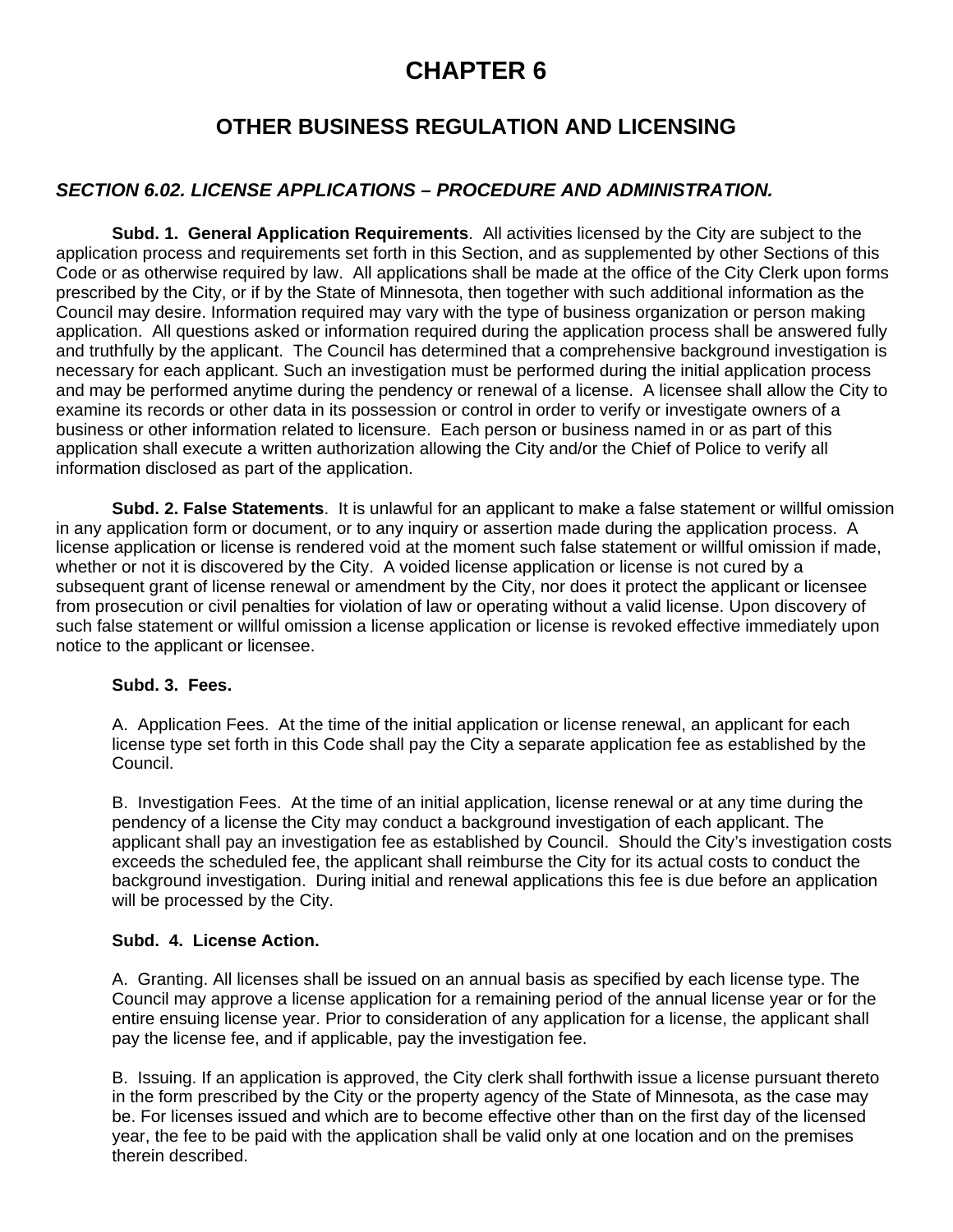# CHAPTER 6

## OTHER BUSINESS REGULATION AND LICENSING

### *SECTION 6.02. LICENSE APPLICATIONS – PROCEDURE AND ADMINISTRATION.*

**Subd. 1. General Application Requirements**. All activities licensed by the City are subject to the application process and requirements set forth in this Section, and as supplemented by other Sections of this Code or as otherwise required by law. All applications shall be made at the office of the City Clerk upon forms prescribed by the City, or if by the State of Minnesota, then together with such additional information as the Council may desire. Information required may vary with the type of business organization or person making application. All questions asked or information required during the application process shall be answered fully and truthfully by the applicant. The Council has determined that a comprehensive background investigation is necessary for each applicant. Such an investigation must be performed during the initial application process and may be performed anytime during the pendency or renewal of a license. A licensee shall allow the City to examine its records or other data in its possession or control in order to verify or investigate owners of a business or other information related to licensure. Each person or business named in or as part of this application shall execute a written authorization allowing the City and/or the Chief of Police to verify all information disclosed as part of the application.

**Subd. 2. False Statements**. It is unlawful for an applicant to make a false statement or willful omission in any application form or document, or to any inquiry or assertion made during the application process. A license application or license is rendered void at the moment such false statement or willful omission if made, whether or not it is discovered by the City. A voided license application or license is not cured by a subsequent grant of license renewal or amendment by the City, nor does it protect the applicant or licensee from prosecution or civil penalties for violation of law or operating without a valid license. Upon discovery of such false statement or willful omission a license application or license is revoked effective immediately upon notice to the applicant or licensee.

**Subd. 3. Fees.**

A. Application Fees. At the time of the initial application or license renewal, an applicant for each license type set forth in this Code shall pay the City a separate application fee as established by the Council.

B. Investigation Fees. At the time of an initial application, license renewal or at any time during the pendency of a license the City may conduct a background investigation of each applicant. The applicant shall pay an investigation fee as established by Council. Should the City's investigation costs exceeds the scheduled fee, the applicant shall reimburse the City for its actual costs to conduct the background investigation. During initial and renewal applications this fee is due before an application will be processed by the City.

**Subd. 4. License Action.**

A. Granting. All licenses shall be issued on an annual basis as specified by each license type. The Council may approve a license application for a remaining period of the annual license year or for the entire ensuing license year. Prior to consideration of any application for a license, the applicant shall pay the license fee, and if applicable, pay the investigation fee.

B. Issuing. If an application is approved, the City clerk shall forthwith issue a license pursuant thereto in the form prescribed by the City or the property agency of the State of Minnesota, as the case may be. For licenses issued and which are to become effective other than on the first day of the licensed year, the fee to be paid with the application shall be valid only at one location and on the premises therein described.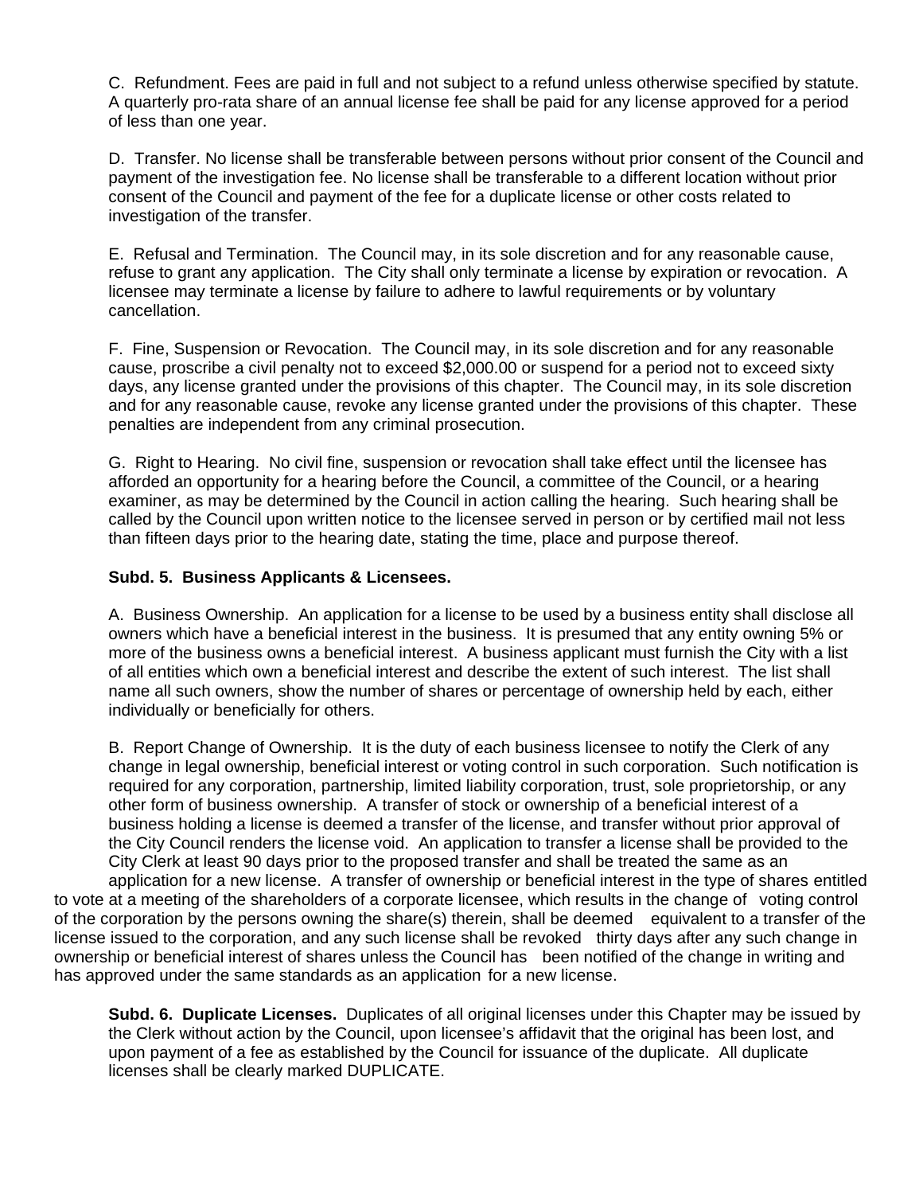C. Refundment. Fees are paid in full and not subject to a refund unless otherwise specified by statute. A quarterly pro-rata share of an annual license fee shall be paid for any license approved for a period of less than one year.

D. Transfer. No license shall be transferable between persons without prior consent of the Council and payment of the investigation fee. No license shall be transferable to a different location without prior consent of the Council and payment of the fee for a duplicate license or other costs related to investigation of the transfer.

E. Refusal and Termination. The Council may, in its sole discretion and for any reasonable cause, refuse to grant any application. The City shall only terminate a license by expiration or revocation. A licensee may terminate a license by failure to adhere to lawful requirements or by voluntary cancellation.

F. Fine, Suspension or Revocation. The Council may, in its sole discretion and for any reasonable cause, proscribe a civil penalty not to exceed $2,000.00 or suspend for a period not to exceed sixty days, any license granted under the provisions of this chapter. The Council may, in its sole discretion and for any reasonable cause, revoke any license granted under the provisions of this chapter. These penalties are independent from any criminal prosecution.

G. Right to Hearing. No civil fine, suspension or revocation shall take effect until the licensee has afforded an opportunity for a hearing before the Council, a committee of the Council, or a hearing examiner, as may be determined by the Council in action calling the hearing. Such hearing shall be called by the Council upon written notice to the licensee served in person or by certified mail not less than fifteen days prior to the hearing date, stating the time, place and purpose thereof.

**Subd. 5. Business Applicants & Licensees.**

A. Business Ownership. An application for a license to be used by a business entity shall disclose all owners which have a beneficial interest in the business. It is presumed that any entity owning 5% or more of the business owns a beneficial interest. A business applicant must furnish the City with a list of all entities which own a beneficial interest and describe the extent of such interest. The list shall name all such owners, show the number of shares or percentage of ownership held by each, either individually or beneficially for others.

B. Report Change of Ownership. It is the duty of each business licensee to notify the Clerk of any change in legal ownership, beneficial interest or voting control in such corporation. Such notification is required for any corporation, partnership, limited liability corporation, trust, sole proprietorship, or any other form of business ownership. A transfer of stock or ownership of a beneficial interest of a business holding a license is deemed a transfer of the license, and transfer without prior approval of the City Council renders the license void. An application to transfer a license shall be provided to the City Clerk at least 90 days prior to the proposed transfer and shall be treated the same as an application for a new license. A transfer of ownership or beneficial interest in the type of shares entitled to vote at a meeting of the shareholders of a corporate licensee, which results in the change of voting control of the corporation by the persons owning the share(s) therein, shall be deemed equivalent to a transfer of the license issued to the corporation, and any such license shall be revoked thirty days after any such change in ownership or beneficial interest of shares unless the Council has been notified of the change in writing and has approved under the same standards as an application for a new license.

**Subd. 6. Duplicate Licenses.** Duplicates of all original licenses under this Chapter may be issued by the Clerk without action by the Council, upon licensee's affidavit that the original has been lost, and upon payment of a fee as established by the Council for issuance of the duplicate. All duplicate licenses shall be clearly marked DUPLICATE.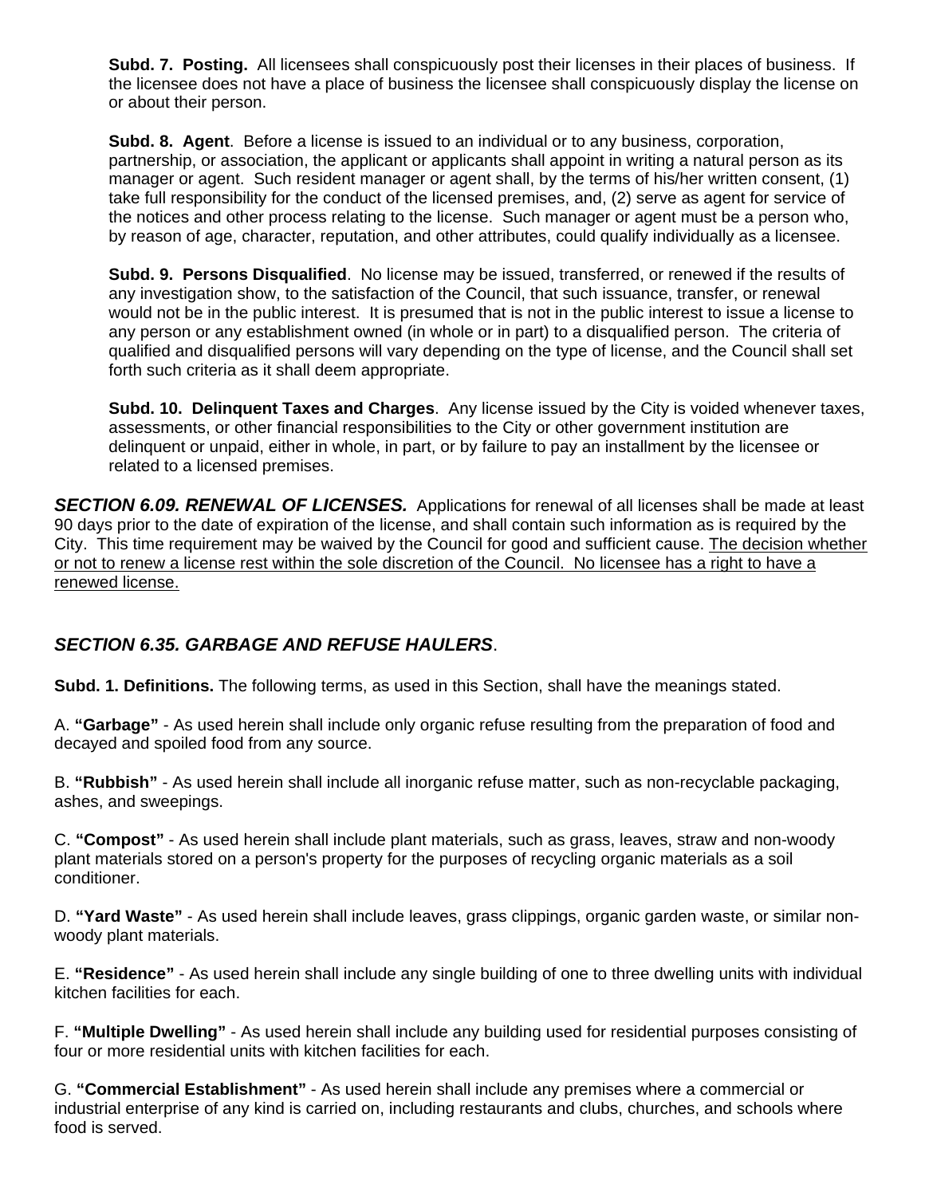**Subd. 7. Posting.** All licensees shall conspicuously post their licenses in their places of business. If the licensee does not have a place of business the licensee shall conspicuously display the license on or about their person.

**Subd. 8. Agent**. Before a license is issued to an individual or to any business, corporation, partnership, or association, the applicant or applicants shall appoint in writing a natural person as its manager or agent. Such resident manager or agent shall, by the terms of his/her written consent, (1) take full responsibility for the conduct of the licensed premises, and, (2) serve as agent for service of the notices and other process relating to the license. Such manager or agent must be a person who, by reason of age, character, reputation, and other attributes, could qualify individually as a licensee.

**Subd. 9. Persons Disqualified**. No license may be issued, transferred, or renewed if the results of any investigation show, to the satisfaction of the Council, that such issuance, transfer, or renewal would not be in the public interest. It is presumed that is not in the public interest to issue a license to any person or any establishment owned (in whole or in part) to a disqualified person. The criteria of qualified and disqualified persons will vary depending on the type of license, and the Council shall set forth such criteria as it shall deem appropriate.

**Subd. 10. Delinquent Taxes and Charges**. Any license issued by the City is voided whenever taxes, assessments, or other financial responsibilities to the City or other government institution are delinquent or unpaid, either in whole, in part, or by failure to pay an installment by the licensee or related to a licensed premises.

***SECTION 6.09. RENEWAL OF LICENSES.*** Applications for renewal of all licenses shall be made at least 90 days prior to the date of expiration of the license, and shall contain such information as is required by the City. This time requirement may be waived by the Council for good and sufficient cause. <u>The decision whether or not to renew a license rest within the sole discretion of the Council. No licensee has a right to have a renewed license.</u>

## ***SECTION 6.35. GARBAGE AND REFUSE HAULERS***.

**Subd. 1. Definitions.** The following terms, as used in this Section, shall have the meanings stated.

A. **"Garbage"** - As used herein shall include only organic refuse resulting from the preparation of food and decayed and spoiled food from any source.

B. **"Rubbish"** - As used herein shall include all inorganic refuse matter, such as non-recyclable packaging, ashes, and sweepings.

C. **"Compost"** - As used herein shall include plant materials, such as grass, leaves, straw and non-woody plant materials stored on a person's property for the purposes of recycling organic materials as a soil conditioner.

D. **"Yard Waste"** - As used herein shall include leaves, grass clippings, organic garden waste, or similar non-woody plant materials.

E. **"Residence"** - As used herein shall include any single building of one to three dwelling units with individual kitchen facilities for each.

F. **"Multiple Dwelling"** - As used herein shall include any building used for residential purposes consisting of four or more residential units with kitchen facilities for each.

G. **"Commercial Establishment"** - As used herein shall include any premises where a commercial or industrial enterprise of any kind is carried on, including restaurants and clubs, churches, and schools where food is served.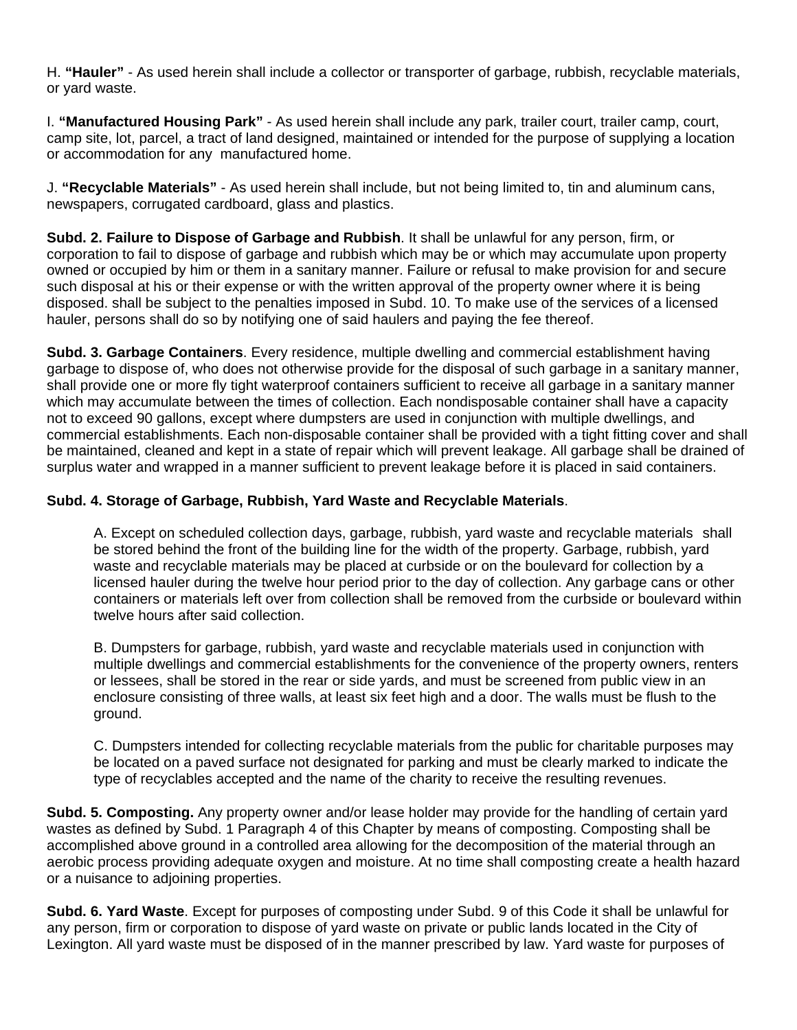H. **"Hauler"** - As used herein shall include a collector or transporter of garbage, rubbish, recyclable materials, or yard waste.

I. **"Manufactured Housing Park"** - As used herein shall include any park, trailer court, trailer camp, court, camp site, lot, parcel, a tract of land designed, maintained or intended for the purpose of supplying a location or accommodation for any manufactured home.

J. **"Recyclable Materials"** - As used herein shall include, but not being limited to, tin and aluminum cans, newspapers, corrugated cardboard, glass and plastics.

**Subd. 2. Failure to Dispose of Garbage and Rubbish**. It shall be unlawful for any person, firm, or corporation to fail to dispose of garbage and rubbish which may be or which may accumulate upon property owned or occupied by him or them in a sanitary manner. Failure or refusal to make provision for and secure such disposal at his or their expense or with the written approval of the property owner where it is being disposed. shall be subject to the penalties imposed in Subd. 10. To make use of the services of a licensed hauler, persons shall do so by notifying one of said haulers and paying the fee thereof.

**Subd. 3. Garbage Containers**. Every residence, multiple dwelling and commercial establishment having garbage to dispose of, who does not otherwise provide for the disposal of such garbage in a sanitary manner, shall provide one or more fly tight waterproof containers sufficient to receive all garbage in a sanitary manner which may accumulate between the times of collection. Each nondisposable container shall have a capacity not to exceed 90 gallons, except where dumpsters are used in conjunction with multiple dwellings, and commercial establishments. Each non-disposable container shall be provided with a tight fitting cover and shall be maintained, cleaned and kept in a state of repair which will prevent leakage. All garbage shall be drained of surplus water and wrapped in a manner sufficient to prevent leakage before it is placed in said containers.

**Subd. 4. Storage of Garbage, Rubbish, Yard Waste and Recyclable Materials**.

A. Except on scheduled collection days, garbage, rubbish, yard waste and recyclable materials shall be stored behind the front of the building line for the width of the property. Garbage, rubbish, yard waste and recyclable materials may be placed at curbside or on the boulevard for collection by a licensed hauler during the twelve hour period prior to the day of collection. Any garbage cans or other containers or materials left over from collection shall be removed from the curbside or boulevard within twelve hours after said collection.

B. Dumpsters for garbage, rubbish, yard waste and recyclable materials used in conjunction with multiple dwellings and commercial establishments for the convenience of the property owners, renters or lessees, shall be stored in the rear or side yards, and must be screened from public view in an enclosure consisting of three walls, at least six feet high and a door. The walls must be flush to the ground.

C. Dumpsters intended for collecting recyclable materials from the public for charitable purposes may be located on a paved surface not designated for parking and must be clearly marked to indicate the type of recyclables accepted and the name of the charity to receive the resulting revenues.

**Subd. 5. Composting.** Any property owner and/or lease holder may provide for the handling of certain yard wastes as defined by Subd. 1 Paragraph 4 of this Chapter by means of composting. Composting shall be accomplished above ground in a controlled area allowing for the decomposition of the material through an aerobic process providing adequate oxygen and moisture. At no time shall composting create a health hazard or a nuisance to adjoining properties.

**Subd. 6. Yard Waste**. Except for purposes of composting under Subd. 9 of this Code it shall be unlawful for any person, firm or corporation to dispose of yard waste on private or public lands located in the City of Lexington. All yard waste must be disposed of in the manner prescribed by law. Yard waste for purposes of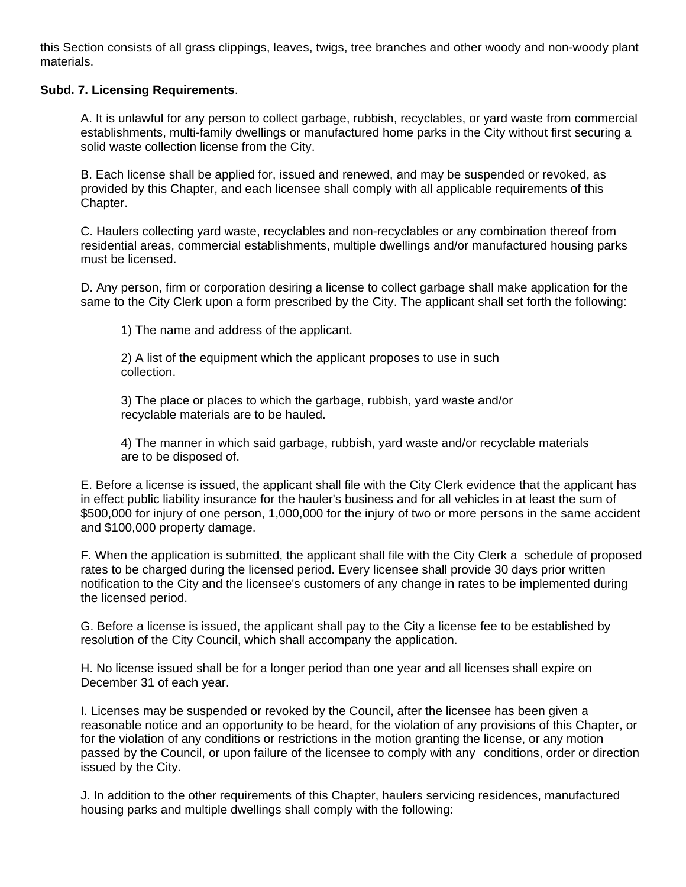this Section consists of all grass clippings, leaves, twigs, tree branches and other woody and non-woody plant materials.

**Subd. 7. Licensing Requirements**.

A. It is unlawful for any person to collect garbage, rubbish, recyclables, or yard waste from commercial establishments, multi-family dwellings or manufactured home parks in the City without first securing a solid waste collection license from the City.

B. Each license shall be applied for, issued and renewed, and may be suspended or revoked, as provided by this Chapter, and each licensee shall comply with all applicable requirements of this Chapter.

C. Haulers collecting yard waste, recyclables and non-recyclables or any combination thereof from residential areas, commercial establishments, multiple dwellings and/or manufactured housing parks must be licensed.

D. Any person, firm or corporation desiring a license to collect garbage shall make application for the same to the City Clerk upon a form prescribed by the City. The applicant shall set forth the following:

1) The name and address of the applicant.

2) A list of the equipment which the applicant proposes to use in such collection.

3) The place or places to which the garbage, rubbish, yard waste and/or recyclable materials are to be hauled.

4) The manner in which said garbage, rubbish, yard waste and/or recyclable materials are to be disposed of.

E. Before a license is issued, the applicant shall file with the City Clerk evidence that the applicant has in effect public liability insurance for the hauler's business and for all vehicles in at least the sum of $500,000 for injury of one person, 1,000,000 for the injury of two or more persons in the same accident and $100,000 property damage.

F. When the application is submitted, the applicant shall file with the City Clerk a schedule of proposed rates to be charged during the licensed period. Every licensee shall provide 30 days prior written notification to the City and the licensee's customers of any change in rates to be implemented during the licensed period.

G. Before a license is issued, the applicant shall pay to the City a license fee to be established by resolution of the City Council, which shall accompany the application.

H. No license issued shall be for a longer period than one year and all licenses shall expire on December 31 of each year.

I. Licenses may be suspended or revoked by the Council, after the licensee has been given a reasonable notice and an opportunity to be heard, for the violation of any provisions of this Chapter, or for the violation of any conditions or restrictions in the motion granting the license, or any motion passed by the Council, or upon failure of the licensee to comply with any conditions, order or direction issued by the City.

J. In addition to the other requirements of this Chapter, haulers servicing residences, manufactured housing parks and multiple dwellings shall comply with the following: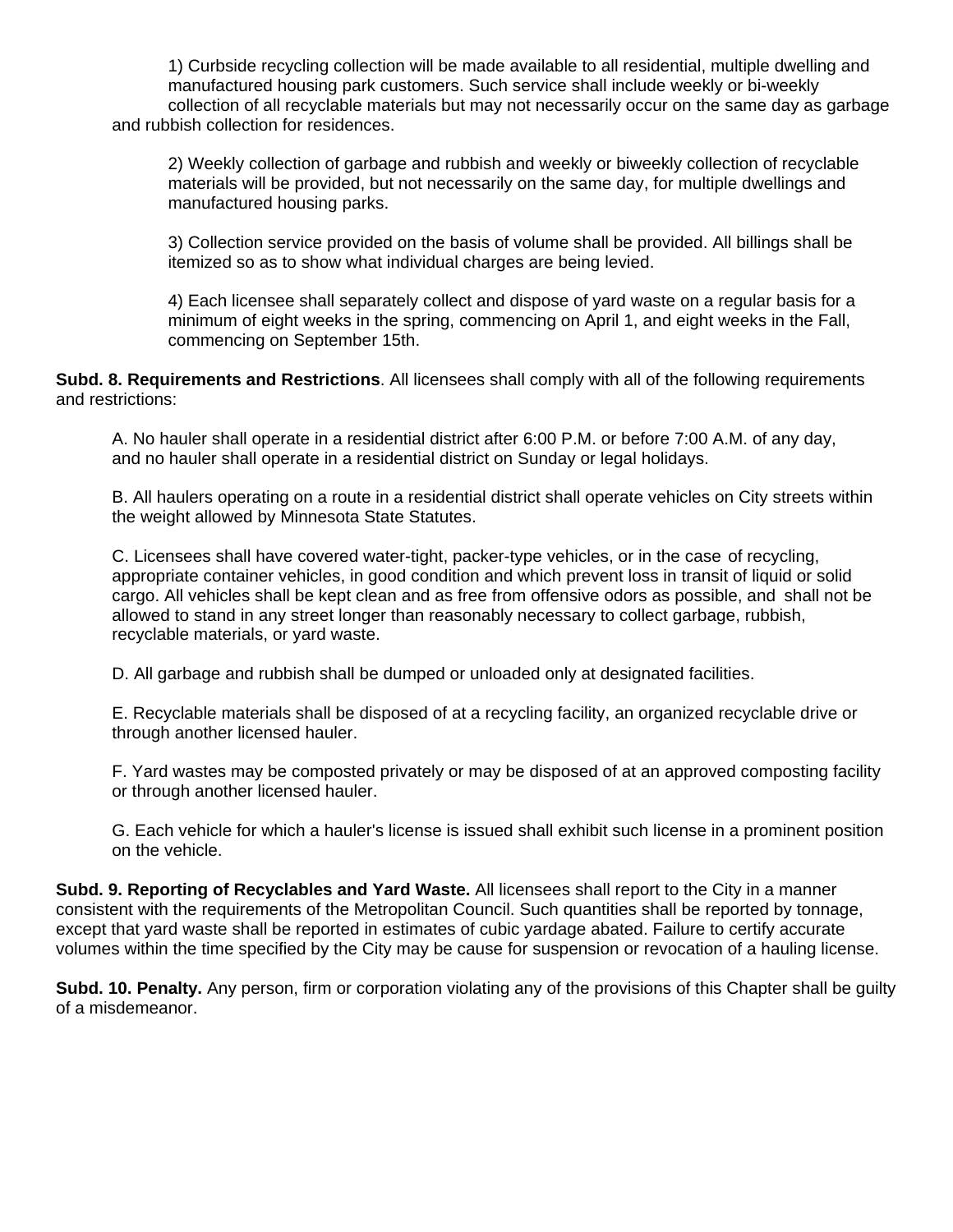1) Curbside recycling collection will be made available to all residential, multiple dwelling and manufactured housing park customers. Such service shall include weekly or bi-weekly collection of all recyclable materials but may not necessarily occur on the same day as garbage and rubbish collection for residences.

2) Weekly collection of garbage and rubbish and weekly or biweekly collection of recyclable materials will be provided, but not necessarily on the same day, for multiple dwellings and manufactured housing parks.

3) Collection service provided on the basis of volume shall be provided. All billings shall be itemized so as to show what individual charges are being levied.

4) Each licensee shall separately collect and dispose of yard waste on a regular basis for a minimum of eight weeks in the spring, commencing on April 1, and eight weeks in the Fall, commencing on September 15th.

**Subd. 8. Requirements and Restrictions**. All licensees shall comply with all of the following requirements and restrictions:

A. No hauler shall operate in a residential district after 6:00 P.M. or before 7:00 A.M. of any day, and no hauler shall operate in a residential district on Sunday or legal holidays.

B. All haulers operating on a route in a residential district shall operate vehicles on City streets within the weight allowed by Minnesota State Statutes.

C. Licensees shall have covered water-tight, packer-type vehicles, or in the case of recycling, appropriate container vehicles, in good condition and which prevent loss in transit of liquid or solid cargo. All vehicles shall be kept clean and as free from offensive odors as possible, and shall not be allowed to stand in any street longer than reasonably necessary to collect garbage, rubbish, recyclable materials, or yard waste.

D. All garbage and rubbish shall be dumped or unloaded only at designated facilities.

E. Recyclable materials shall be disposed of at a recycling facility, an organized recyclable drive or through another licensed hauler.

F. Yard wastes may be composted privately or may be disposed of at an approved composting facility or through another licensed hauler.

G. Each vehicle for which a hauler's license is issued shall exhibit such license in a prominent position on the vehicle.

**Subd. 9. Reporting of Recyclables and Yard Waste.** All licensees shall report to the City in a manner consistent with the requirements of the Metropolitan Council. Such quantities shall be reported by tonnage, except that yard waste shall be reported in estimates of cubic yardage abated. Failure to certify accurate volumes within the time specified by the City may be cause for suspension or revocation of a hauling license.

**Subd. 10. Penalty.** Any person, firm or corporation violating any of the provisions of this Chapter shall be guilty of a misdemeanor.